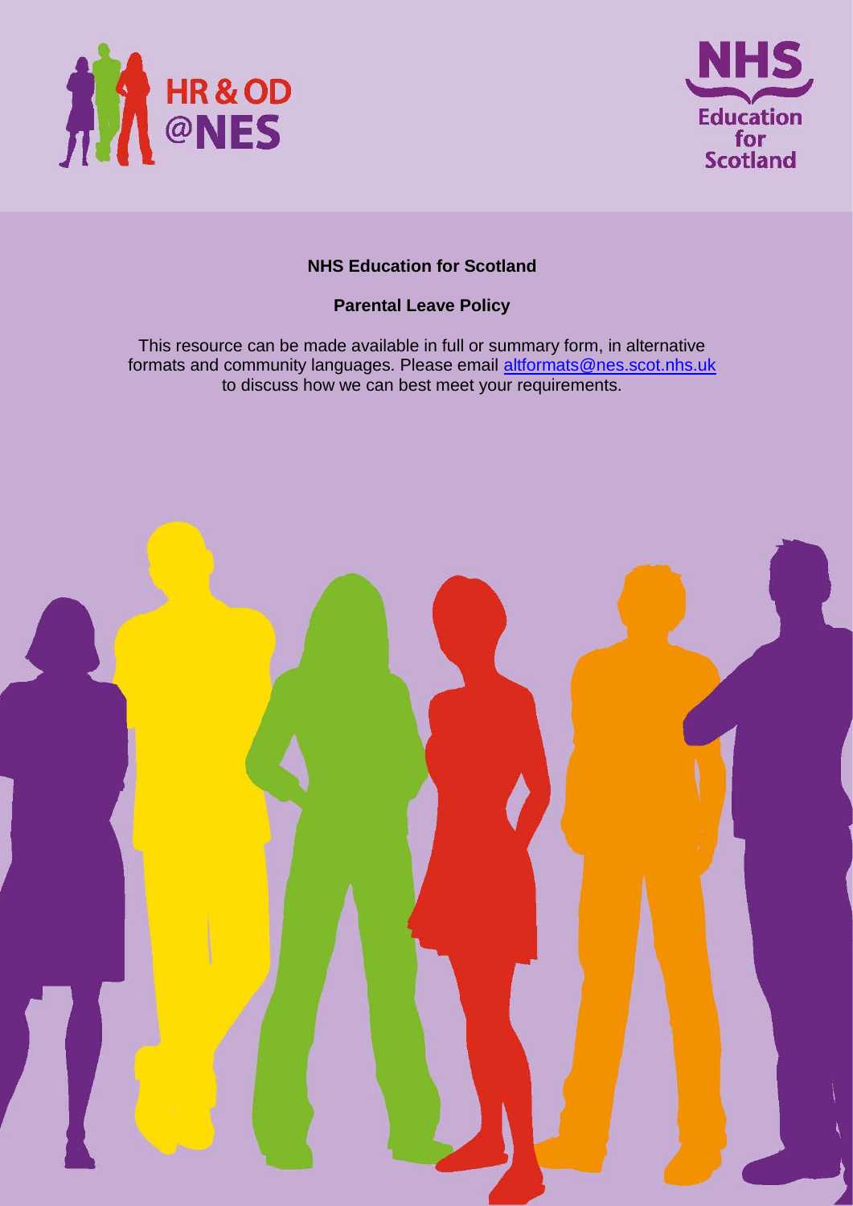**NHS Education for Scotland**

**Parental Leave Policy**

This resource can be made available in full or summary form, in alternative formats and community languages. Please email altformats@nes.scot.nhs.uk to discuss how we can best meet your requirements.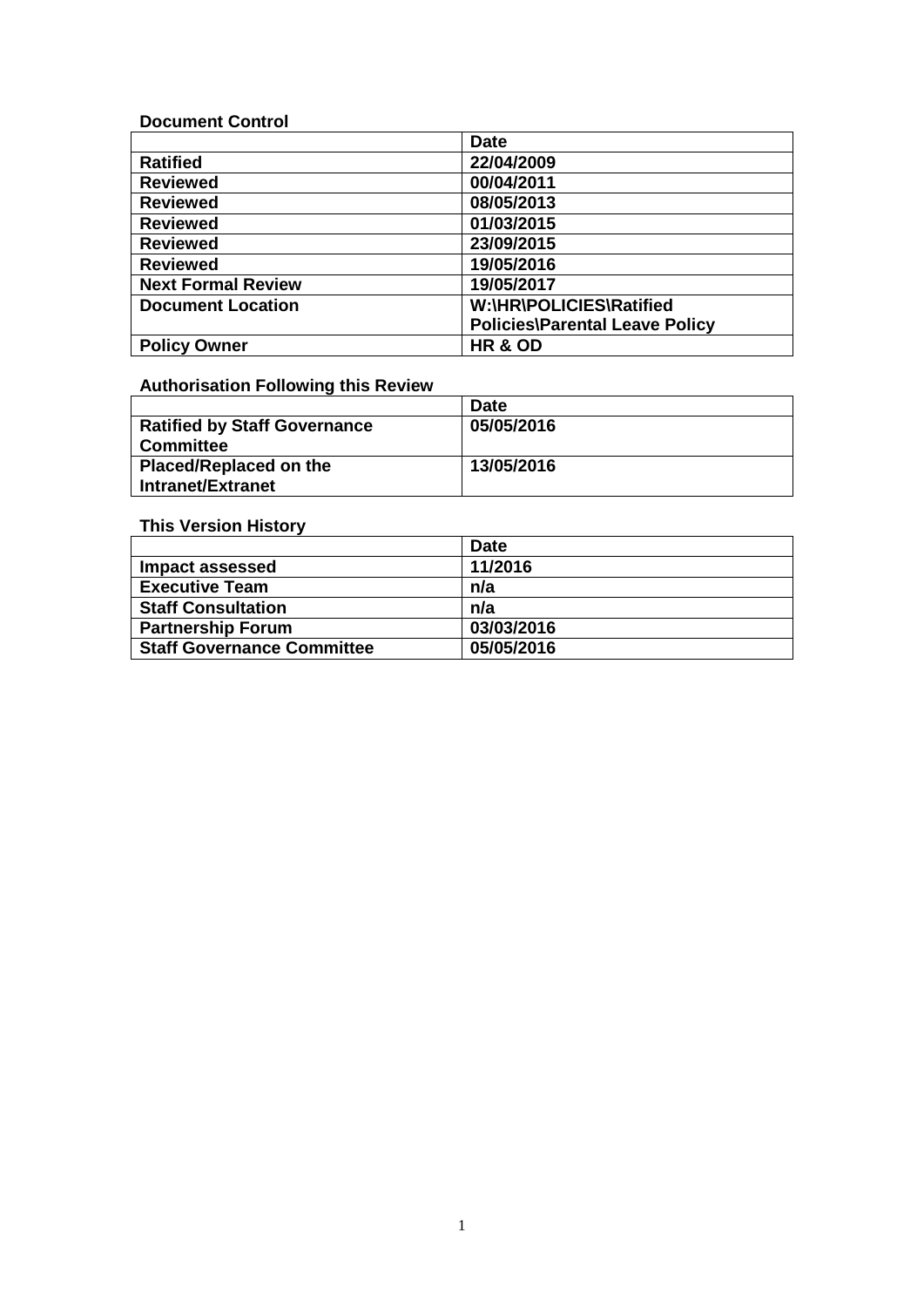**Document Control**

| | Date |
|---|---|
| **Ratified** | **22/04/2009** |
| **Reviewed** | **00/04/2011** |
| **Reviewed** | **08/05/2013** |
| **Reviewed** | **01/03/2015** |
| **Reviewed** | **23/09/2015** |
| **Reviewed** | **19/05/2016** |
| **Next Formal Review** | **19/05/2017** |
| **Document Location** | **W:\HR\POLICIES\Ratified Policies\Parental Leave Policy** |
| **Policy Owner** | **HR & OD** |

**Authorisation Following this Review**

| | Date |
|---|---|
| **Ratified by Staff Governance Committee** | **05/05/2016** |
| **Placed/Replaced on the Intranet/Extranet** | **13/05/2016** |

**This Version History**

| | Date |
|---|---|
| **Impact assessed** | **11/2016** |
| **Executive Team** | **n/a** |
| **Staff Consultation** | **n/a** |
| **Partnership Forum** | **03/03/2016** |
| **Staff Governance Committee** | **05/05/2016** |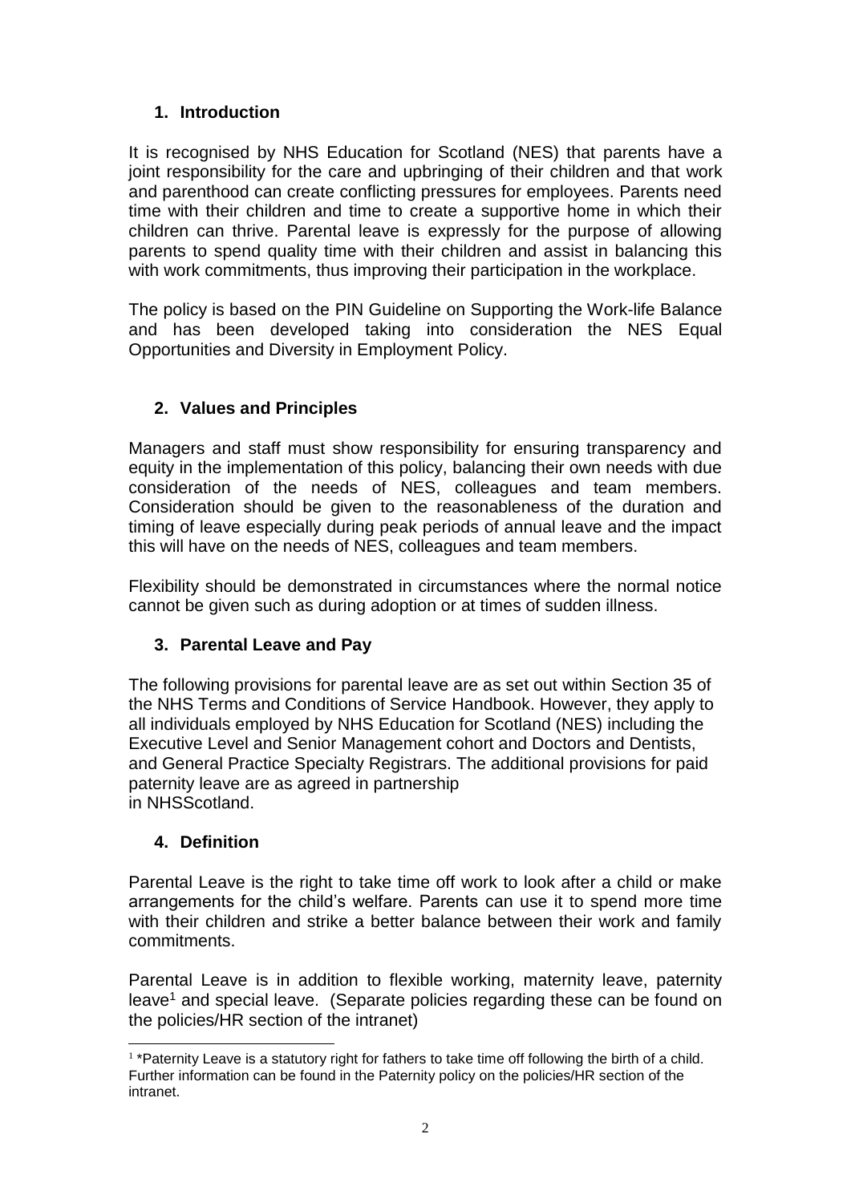## 1. Introduction

It is recognised by NHS Education for Scotland (NES) that parents have a joint responsibility for the care and upbringing of their children and that work and parenthood can create conflicting pressures for employees. Parents need time with their children and time to create a supportive home in which their children can thrive. Parental leave is expressly for the purpose of allowing parents to spend quality time with their children and assist in balancing this with work commitments, thus improving their participation in the workplace.

The policy is based on the PIN Guideline on Supporting the Work-life Balance and has been developed taking into consideration the NES Equal Opportunities and Diversity in Employment Policy.

## 2. Values and Principles

Managers and staff must show responsibility for ensuring transparency and equity in the implementation of this policy, balancing their own needs with due consideration of the needs of NES, colleagues and team members. Consideration should be given to the reasonableness of the duration and timing of leave especially during peak periods of annual leave and the impact this will have on the needs of NES, colleagues and team members.

Flexibility should be demonstrated in circumstances where the normal notice cannot be given such as during adoption or at times of sudden illness.

## 3. Parental Leave and Pay

The following provisions for parental leave are as set out within Section 35 of the NHS Terms and Conditions of Service Handbook. However, they apply to all individuals employed by NHS Education for Scotland (NES) including the Executive Level and Senior Management cohort and Doctors and Dentists, and General Practice Specialty Registrars. The additional provisions for paid paternity leave are as agreed in partnership in NHSScotland.

## 4. Definition

Parental Leave is the right to take time off work to look after a child or make arrangements for the child's welfare. Parents can use it to spend more time with their children and strike a better balance between their work and family commitments.

Parental Leave is in addition to flexible working, maternity leave, paternity leave[1] and special leave. (Separate policies regarding these can be found on the policies/HR section of the intranet)

[1] *Paternity Leave is a statutory right for fathers to take time off following the birth of a child. Further information can be found in the Paternity policy on the policies/HR section of the intranet.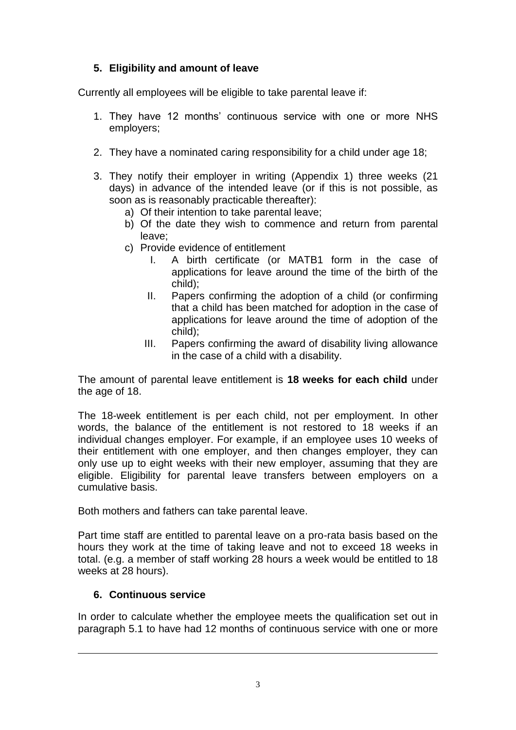## 5. Eligibility and amount of leave

Currently all employees will be eligible to take parental leave if:

1. They have 12 months' continuous service with one or more NHS employers;

2. They have a nominated caring responsibility for a child under age 18;

3. They notify their employer in writing (Appendix 1) three weeks (21 days) in advance of the intended leave (or if this is not possible, as soon as is reasonably practicable thereafter):
   a) Of their intention to take parental leave;
   b) Of the date they wish to commence and return from parental leave;
   c) Provide evidence of entitlement
      I. A birth certificate (or MATB1 form in the case of applications for leave around the time of the birth of the child);
      II. Papers confirming the adoption of a child (or confirming that a child has been matched for adoption in the case of applications for leave around the time of adoption of the child);
      III. Papers confirming the award of disability living allowance in the case of a child with a disability.

The amount of parental leave entitlement is **18 weeks for each child** under the age of 18.

The 18-week entitlement is per each child, not per employment. In other words, the balance of the entitlement is not restored to 18 weeks if an individual changes employer. For example, if an employee uses 10 weeks of their entitlement with one employer, and then changes employer, they can only use up to eight weeks with their new employer, assuming that they are eligible. Eligibility for parental leave transfers between employers on a cumulative basis.

Both mothers and fathers can take parental leave.

Part time staff are entitled to parental leave on a pro-rata basis based on the hours they work at the time of taking leave and not to exceed 18 weeks in total. (e.g. a member of staff working 28 hours a week would be entitled to 18 weeks at 28 hours).

## 6. Continuous service

In order to calculate whether the employee meets the qualification set out in paragraph 5.1 to have had 12 months of continuous service with one or more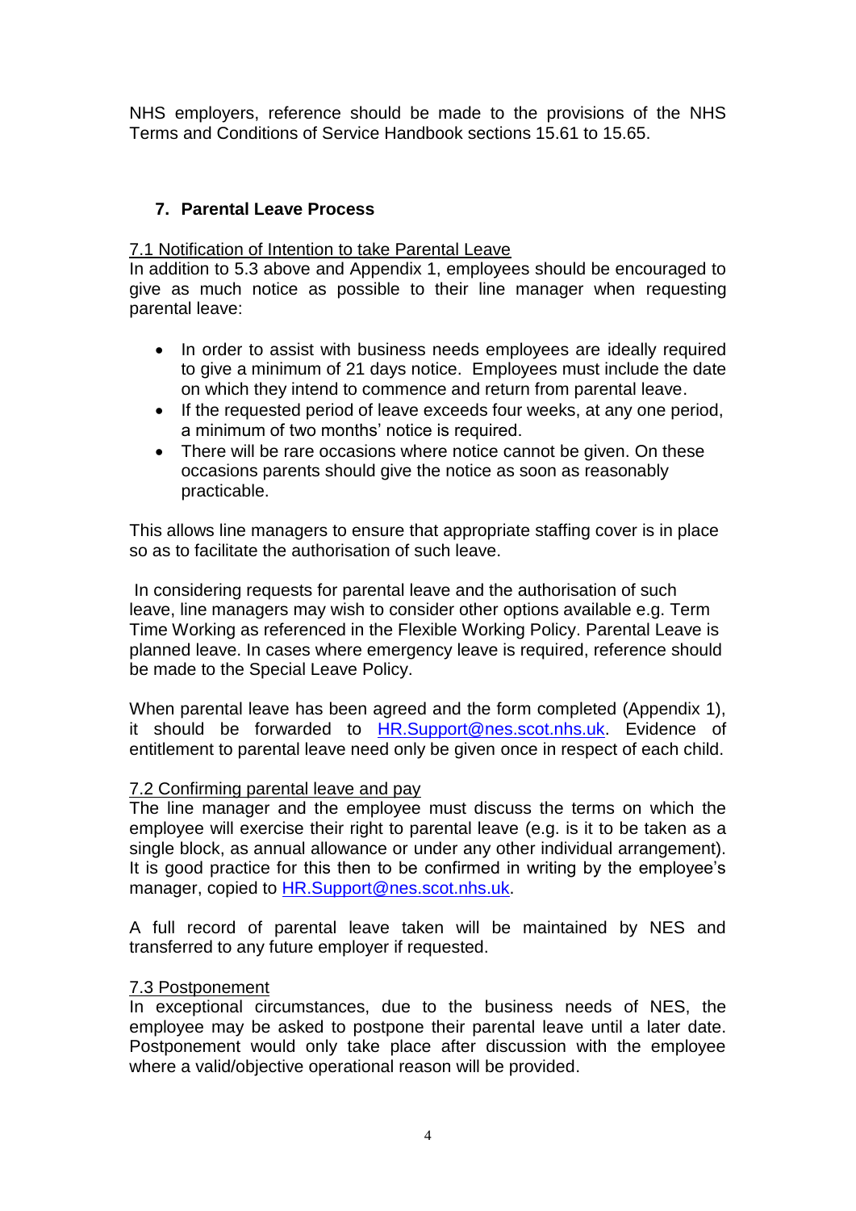NHS employers, reference should be made to the provisions of the NHS Terms and Conditions of Service Handbook sections 15.61 to 15.65.

## 7. Parental Leave Process

7.1 Notification of Intention to take Parental Leave

In addition to 5.3 above and Appendix 1, employees should be encouraged to give as much notice as possible to their line manager when requesting parental leave:

- In order to assist with business needs employees are ideally required to give a minimum of 21 days notice. Employees must include the date on which they intend to commence and return from parental leave.
- If the requested period of leave exceeds four weeks, at any one period, a minimum of two months' notice is required.
- There will be rare occasions where notice cannot be given. On these occasions parents should give the notice as soon as reasonably practicable.

This allows line managers to ensure that appropriate staffing cover is in place so as to facilitate the authorisation of such leave.

In considering requests for parental leave and the authorisation of such leave, line managers may wish to consider other options available e.g. Term Time Working as referenced in the Flexible Working Policy. Parental Leave is planned leave. In cases where emergency leave is required, reference should be made to the Special Leave Policy.

When parental leave has been agreed and the form completed (Appendix 1), it should be forwarded to HR.Support@nes.scot.nhs.uk. Evidence of entitlement to parental leave need only be given once in respect of each child.

7.2 Confirming parental leave and pay

The line manager and the employee must discuss the terms on which the employee will exercise their right to parental leave (e.g. is it to be taken as a single block, as annual allowance or under any other individual arrangement). It is good practice for this then to be confirmed in writing by the employee's manager, copied to HR.Support@nes.scot.nhs.uk.

A full record of parental leave taken will be maintained by NES and transferred to any future employer if requested.

7.3 Postponement

In exceptional circumstances, due to the business needs of NES, the employee may be asked to postpone their parental leave until a later date. Postponement would only take place after discussion with the employee where a valid/objective operational reason will be provided.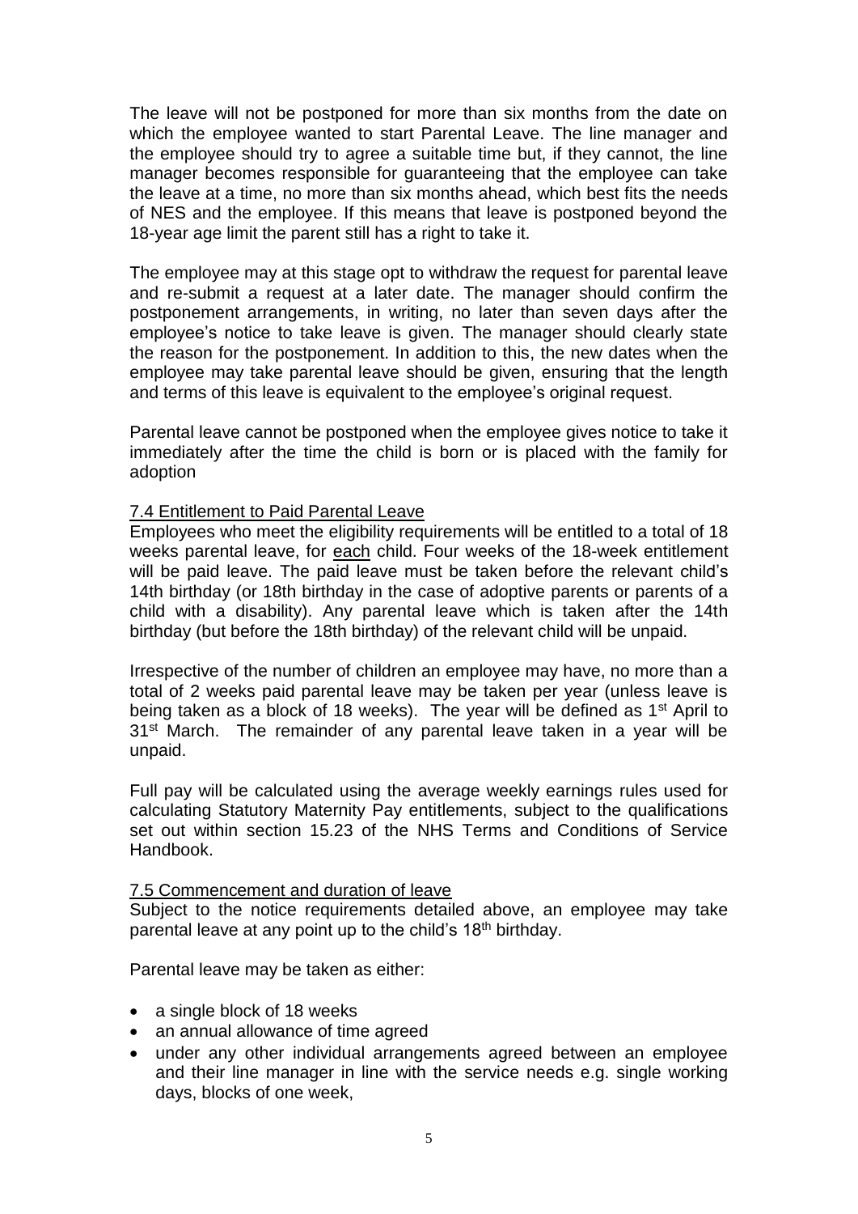The leave will not be postponed for more than six months from the date on which the employee wanted to start Parental Leave. The line manager and the employee should try to agree a suitable time but, if they cannot, the line manager becomes responsible for guaranteeing that the employee can take the leave at a time, no more than six months ahead, which best fits the needs of NES and the employee. If this means that leave is postponed beyond the 18-year age limit the parent still has a right to take it.

The employee may at this stage opt to withdraw the request for parental leave and re-submit a request at a later date. The manager should confirm the postponement arrangements, in writing, no later than seven days after the employee's notice to take leave is given. The manager should clearly state the reason for the postponement. In addition to this, the new dates when the employee may take parental leave should be given, ensuring that the length and terms of this leave is equivalent to the employee's original request.

Parental leave cannot be postponed when the employee gives notice to take it immediately after the time the child is born or is placed with the family for adoption

### 7.4 Entitlement to Paid Parental Leave

Employees who meet the eligibility requirements will be entitled to a total of 18 weeks parental leave, for each child. Four weeks of the 18-week entitlement will be paid leave. The paid leave must be taken before the relevant child's 14th birthday (or 18th birthday in the case of adoptive parents or parents of a child with a disability). Any parental leave which is taken after the 14th birthday (but before the 18th birthday) of the relevant child will be unpaid.

Irrespective of the number of children an employee may have, no more than a total of 2 weeks paid parental leave may be taken per year (unless leave is being taken as a block of 18 weeks). The year will be defined as 1st April to 31st March. The remainder of any parental leave taken in a year will be unpaid.

Full pay will be calculated using the average weekly earnings rules used for calculating Statutory Maternity Pay entitlements, subject to the qualifications set out within section 15.23 of the NHS Terms and Conditions of Service Handbook.

### 7.5 Commencement and duration of leave

Subject to the notice requirements detailed above, an employee may take parental leave at any point up to the child's 18th birthday.

Parental leave may be taken as either:

- a single block of 18 weeks
- an annual allowance of time agreed
- under any other individual arrangements agreed between an employee and their line manager in line with the service needs e.g. single working days, blocks of one week,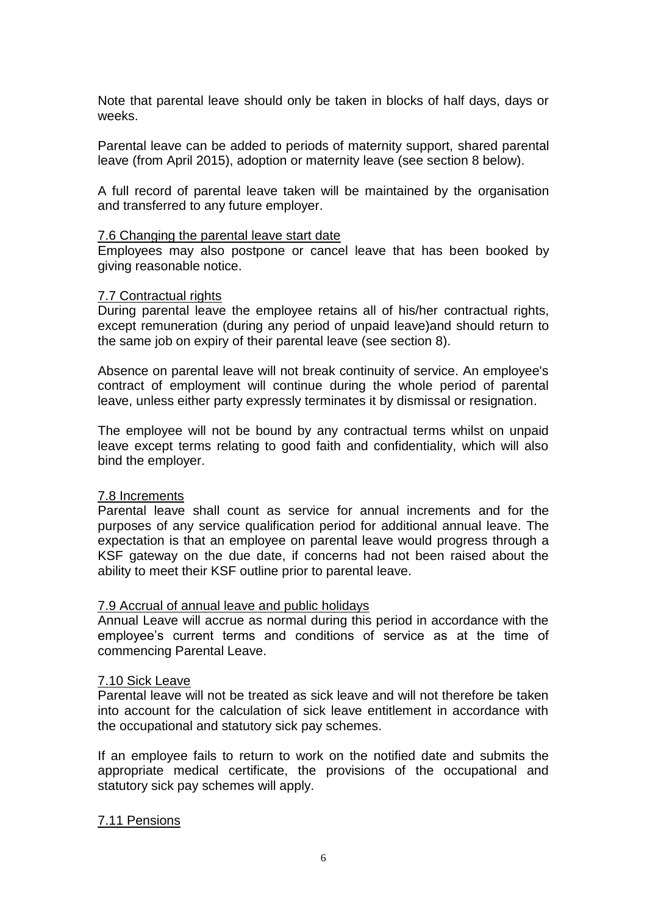Note that parental leave should only be taken in blocks of half days, days or weeks.

Parental leave can be added to periods of maternity support, shared parental leave (from April 2015), adoption or maternity leave (see section 8 below).

A full record of parental leave taken will be maintained by the organisation and transferred to any future employer.

### 7.6 Changing the parental leave start date

Employees may also postpone or cancel leave that has been booked by giving reasonable notice.

### 7.7 Contractual rights

During parental leave the employee retains all of his/her contractual rights, except remuneration (during any period of unpaid leave)and should return to the same job on expiry of their parental leave (see section 8).

Absence on parental leave will not break continuity of service. An employee's contract of employment will continue during the whole period of parental leave, unless either party expressly terminates it by dismissal or resignation.

The employee will not be bound by any contractual terms whilst on unpaid leave except terms relating to good faith and confidentiality, which will also bind the employer.

### 7.8 Increments

Parental leave shall count as service for annual increments and for the purposes of any service qualification period for additional annual leave. The expectation is that an employee on parental leave would progress through a KSF gateway on the due date, if concerns had not been raised about the ability to meet their KSF outline prior to parental leave.

### 7.9 Accrual of annual leave and public holidays

Annual Leave will accrue as normal during this period in accordance with the employee's current terms and conditions of service as at the time of commencing Parental Leave.

### 7.10 Sick Leave

Parental leave will not be treated as sick leave and will not therefore be taken into account for the calculation of sick leave entitlement in accordance with the occupational and statutory sick pay schemes.

If an employee fails to return to work on the notified date and submits the appropriate medical certificate, the provisions of the occupational and statutory sick pay schemes will apply.

### 7.11 Pensions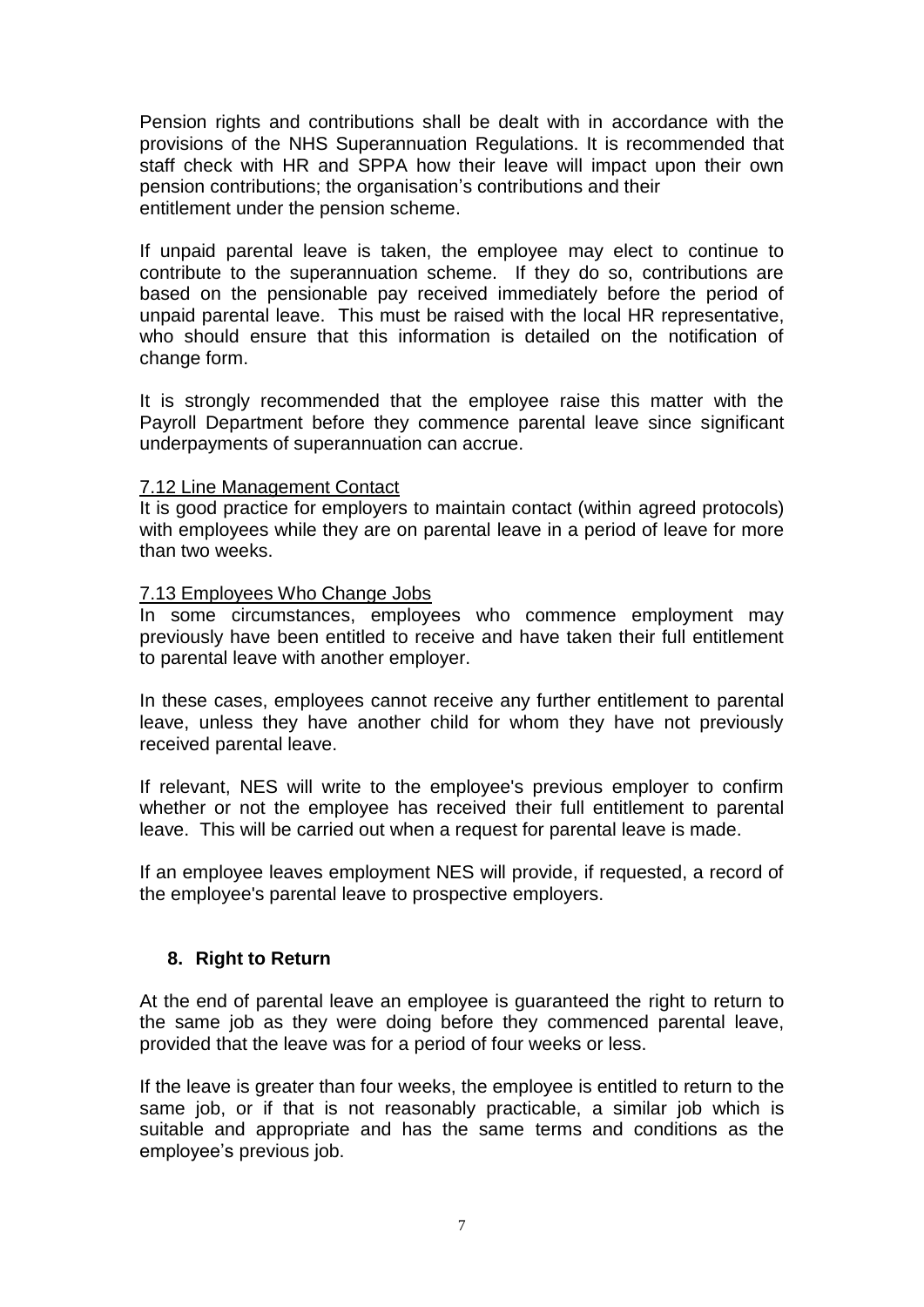Pension rights and contributions shall be dealt with in accordance with the provisions of the NHS Superannuation Regulations. It is recommended that staff check with HR and SPPA how their leave will impact upon their own pension contributions; the organisation's contributions and their entitlement under the pension scheme.

If unpaid parental leave is taken, the employee may elect to continue to contribute to the superannuation scheme. If they do so, contributions are based on the pensionable pay received immediately before the period of unpaid parental leave. This must be raised with the local HR representative, who should ensure that this information is detailed on the notification of change form.

It is strongly recommended that the employee raise this matter with the Payroll Department before they commence parental leave since significant underpayments of superannuation can accrue.

### 7.12 Line Management Contact

It is good practice for employers to maintain contact (within agreed protocols) with employees while they are on parental leave in a period of leave for more than two weeks.

### 7.13 Employees Who Change Jobs

In some circumstances, employees who commence employment may previously have been entitled to receive and have taken their full entitlement to parental leave with another employer.

In these cases, employees cannot receive any further entitlement to parental leave, unless they have another child for whom they have not previously received parental leave.

If relevant, NES will write to the employee's previous employer to confirm whether or not the employee has received their full entitlement to parental leave. This will be carried out when a request for parental leave is made.

If an employee leaves employment NES will provide, if requested, a record of the employee's parental leave to prospective employers.

## 8. Right to Return

At the end of parental leave an employee is guaranteed the right to return to the same job as they were doing before they commenced parental leave, provided that the leave was for a period of four weeks or less.

If the leave is greater than four weeks, the employee is entitled to return to the same job, or if that is not reasonably practicable, a similar job which is suitable and appropriate and has the same terms and conditions as the employee's previous job.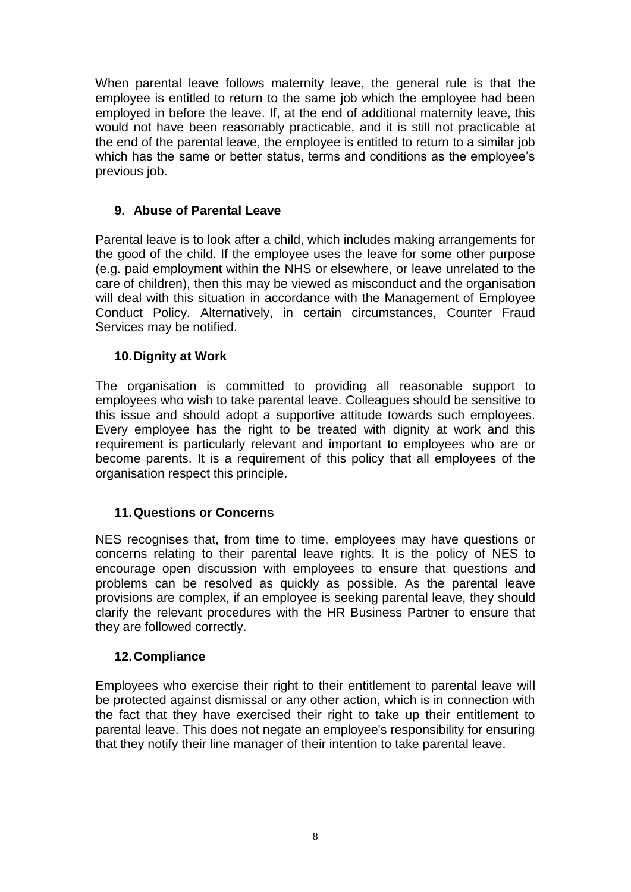When parental leave follows maternity leave, the general rule is that the employee is entitled to return to the same job which the employee had been employed in before the leave. If, at the end of additional maternity leave, this would not have been reasonably practicable, and it is still not practicable at the end of the parental leave, the employee is entitled to return to a similar job which has the same or better status, terms and conditions as the employee's previous job.

## 9. Abuse of Parental Leave

Parental leave is to look after a child, which includes making arrangements for the good of the child. If the employee uses the leave for some other purpose (e.g. paid employment within the NHS or elsewhere, or leave unrelated to the care of children), then this may be viewed as misconduct and the organisation will deal with this situation in accordance with the Management of Employee Conduct Policy. Alternatively, in certain circumstances, Counter Fraud Services may be notified.

## 10. Dignity at Work

The organisation is committed to providing all reasonable support to employees who wish to take parental leave. Colleagues should be sensitive to this issue and should adopt a supportive attitude towards such employees. Every employee has the right to be treated with dignity at work and this requirement is particularly relevant and important to employees who are or become parents. It is a requirement of this policy that all employees of the organisation respect this principle.

## 11. Questions or Concerns

NES recognises that, from time to time, employees may have questions or concerns relating to their parental leave rights. It is the policy of NES to encourage open discussion with employees to ensure that questions and problems can be resolved as quickly as possible. As the parental leave provisions are complex, if an employee is seeking parental leave, they should clarify the relevant procedures with the HR Business Partner to ensure that they are followed correctly.

## 12. Compliance

Employees who exercise their right to their entitlement to parental leave will be protected against dismissal or any other action, which is in connection with the fact that they have exercised their right to take up their entitlement to parental leave. This does not negate an employee's responsibility for ensuring that they notify their line manager of their intention to take parental leave.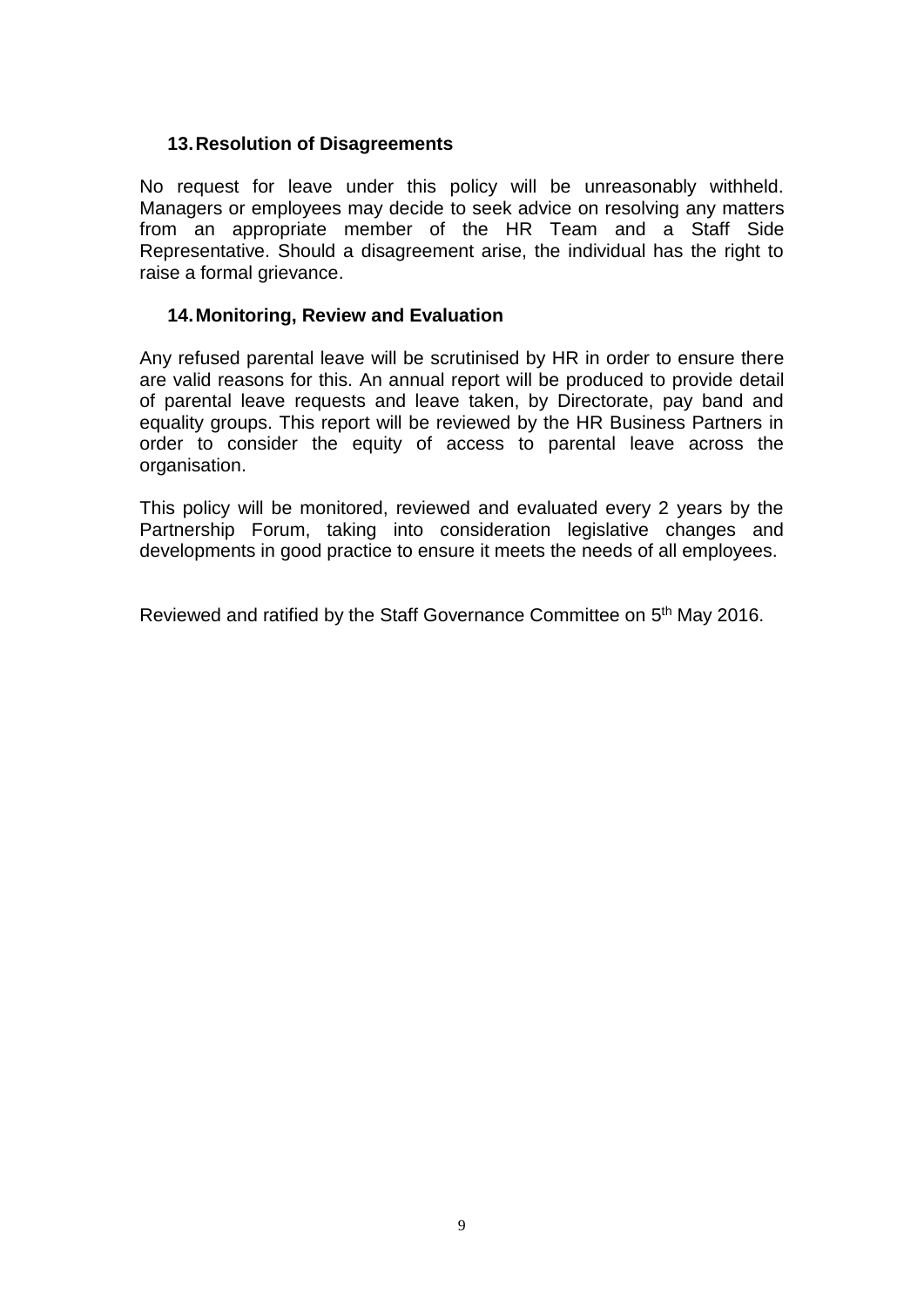## 13. Resolution of Disagreements

No request for leave under this policy will be unreasonably withheld. Managers or employees may decide to seek advice on resolving any matters from an appropriate member of the HR Team and a Staff Side Representative. Should a disagreement arise, the individual has the right to raise a formal grievance.

## 14. Monitoring, Review and Evaluation

Any refused parental leave will be scrutinised by HR in order to ensure there are valid reasons for this. An annual report will be produced to provide detail of parental leave requests and leave taken, by Directorate, pay band and equality groups. This report will be reviewed by the HR Business Partners in order to consider the equity of access to parental leave across the organisation.

This policy will be monitored, reviewed and evaluated every 2 years by the Partnership Forum, taking into consideration legislative changes and developments in good practice to ensure it meets the needs of all employees.

Reviewed and ratified by the Staff Governance Committee on 5th May 2016.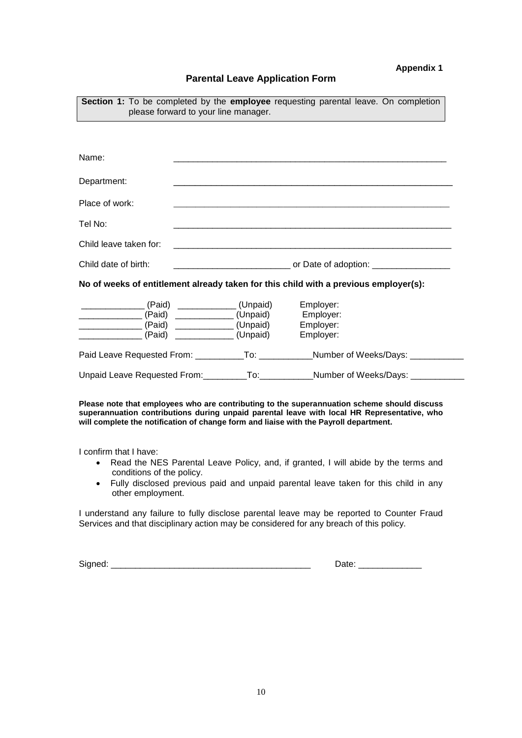**Appendix 1**

## Parental Leave Application Form

**Section 1:** To be completed by the **employee** requesting parental leave. On completion please forward to your line manager.

Name: ________________________________________________________

Department: ________________________________________________________

Place of work: ________________________________________________________

Tel No: ________________________________________________________

Child leave taken for: ________________________________________________________

Child date of birth: ________________________ or Date of adoption: ________________

**No of weeks of entitlement already taken for this child with a previous employer(s):**

_____________ (Paid) ____________ (Unpaid) Employer:
_____________ (Paid) ____________ (Unpaid) Employer:
_____________ (Paid) ____________ (Unpaid) Employer:
_____________ (Paid) ____________ (Unpaid) Employer:

Paid Leave Requested From: __________To: ___________Number of Weeks/Days: ___________

Unpaid Leave Requested From:_________To:___________Number of Weeks/Days: ___________

**Please note that employees who are contributing to the superannuation scheme should discuss superannuation contributions during unpaid parental leave with local HR Representative, who will complete the notification of change form and liaise with the Payroll department.**

I confirm that I have:

- Read the NES Parental Leave Policy, and, if granted, I will abide by the terms and conditions of the policy.
- Fully disclosed previous paid and unpaid parental leave taken for this child in any other employment.

I understand any failure to fully disclose parental leave may be reported to Counter Fraud Services and that disciplinary action may be considered for any breach of this policy.

Signed: ________________________________________ Date: _____________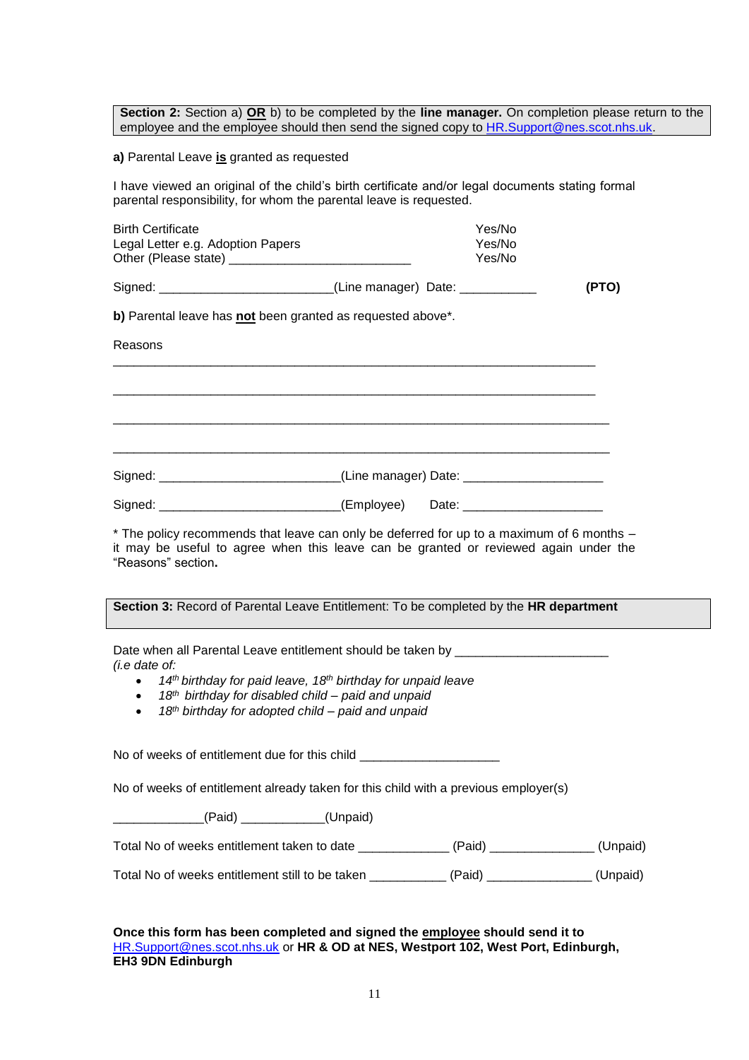**Section 2:** Section a) **OR** b) to be completed by the **line manager.** On completion please return to the employee and the employee should then send the signed copy to HR.Support@nes.scot.nhs.uk.

**a)** Parental Leave **is** granted as requested

I have viewed an original of the child's birth certificate and/or legal documents stating formal parental responsibility, for whom the parental leave is requested.

| | |
|---|---|
| Birth Certificate | Yes/No |
| Legal Letter e.g. Adoption Papers | Yes/No |
| Other (Please state) _________________________ | Yes/No |

Signed: ________________________(Line manager) Date: ___________ **(PTO)**

**b)** Parental leave has **not** been granted as requested above*.

Reasons

_______________________________________________________________________

_______________________________________________________________________

_______________________________________________________________________

_______________________________________________________________________

Signed: _________________________(Line manager) Date: ___________________

Signed: _________________________(Employee) Date: ___________________

* The policy recommends that leave can only be deferred for up to a maximum of 6 months – it may be useful to agree when this leave can be granted or reviewed again under the "Reasons" section**.**

**Section 3:** Record of Parental Leave Entitlement: To be completed by the **HR department**

Date when all Parental Leave entitlement should be taken by _____________________
*(i.e date of:*

- *14th birthday for paid leave, 18th birthday for unpaid leave*
- *18th birthday for disabled child – paid and unpaid*
- *18th birthday for adopted child – paid and unpaid*

No of weeks of entitlement due for this child ___________________

No of weeks of entitlement already taken for this child with a previous employer(s)

____________(Paid) ___________(Unpaid)

Total No of weeks entitlement taken to date ____________ (Paid) ______________ (Unpaid)

Total No of weeks entitlement still to be taken __________ (Paid) ______________ (Unpaid)

**Once this form has been completed and signed the employee should send it to** HR.Support@nes.scot.nhs.uk **or HR & OD at NES, Westport 102, West Port, Edinburgh, EH3 9DN Edinburgh**